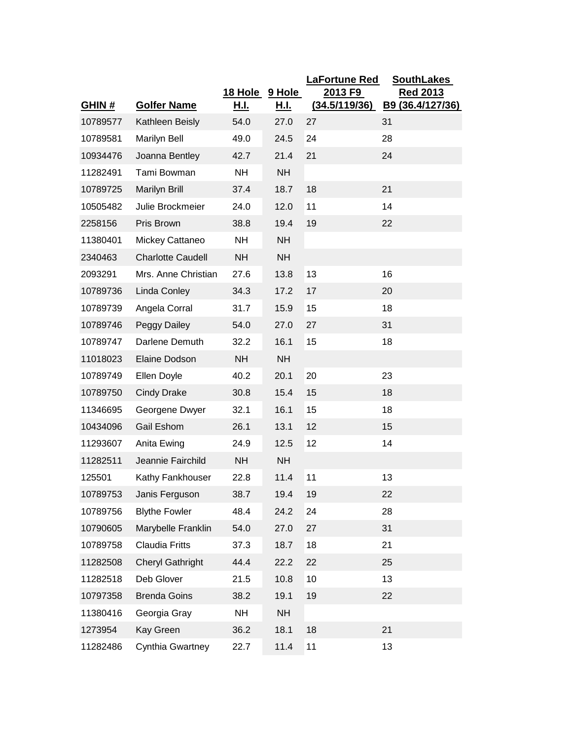| GHIN # | Golfer Name | 18 Hole H.I. | 9 Hole H.I. | LaFortune Red 2013 F9 (34.5/119/36) | SouthLakes Red 2013 B9 (36.4/127/36) |
|---|---|---|---|---|---|
| 10789577 | Kathleen Beisly | 54.0 | 27.0 | 27 | 31 |
| 10789581 | Marilyn Bell | 49.0 | 24.5 | 24 | 28 |
| 10934476 | Joanna Bentley | 42.7 | 21.4 | 21 | 24 |
| 11282491 | Tami Bowman | NH | NH | | |
| 10789725 | Marilyn Brill | 37.4 | 18.7 | 18 | 21 |
| 10505482 | Julie Brockmeier | 24.0 | 12.0 | 11 | 14 |
| 2258156 | Pris Brown | 38.8 | 19.4 | 19 | 22 |
| 11380401 | Mickey Cattaneo | NH | NH | | |
| 2340463 | Charlotte Caudell | NH | NH | | |
| 2093291 | Mrs. Anne Christian | 27.6 | 13.8 | 13 | 16 |
| 10789736 | Linda Conley | 34.3 | 17.2 | 17 | 20 |
| 10789739 | Angela Corral | 31.7 | 15.9 | 15 | 18 |
| 10789746 | Peggy Dailey | 54.0 | 27.0 | 27 | 31 |
| 10789747 | Darlene Demuth | 32.2 | 16.1 | 15 | 18 |
| 11018023 | Elaine Dodson | NH | NH | | |
| 10789749 | Ellen Doyle | 40.2 | 20.1 | 20 | 23 |
| 10789750 | Cindy Drake | 30.8 | 15.4 | 15 | 18 |
| 11346695 | Georgene Dwyer | 32.1 | 16.1 | 15 | 18 |
| 10434096 | Gail Eshom | 26.1 | 13.1 | 12 | 15 |
| 11293607 | Anita Ewing | 24.9 | 12.5 | 12 | 14 |
| 11282511 | Jeannie Fairchild | NH | NH | | |
| 125501 | Kathy Fankhouser | 22.8 | 11.4 | 11 | 13 |
| 10789753 | Janis Ferguson | 38.7 | 19.4 | 19 | 22 |
| 10789756 | Blythe Fowler | 48.4 | 24.2 | 24 | 28 |
| 10790605 | Marybelle Franklin | 54.0 | 27.0 | 27 | 31 |
| 10789758 | Claudia Fritts | 37.3 | 18.7 | 18 | 21 |
| 11282508 | Cheryl Gathright | 44.4 | 22.2 | 22 | 25 |
| 11282518 | Deb Glover | 21.5 | 10.8 | 10 | 13 |
| 10797358 | Brenda Goins | 38.2 | 19.1 | 19 | 22 |
| 11380416 | Georgia Gray | NH | NH | | |
| 1273954 | Kay Green | 36.2 | 18.1 | 18 | 21 |
| 11282486 | Cynthia Gwartney | 22.7 | 11.4 | 11 | 13 |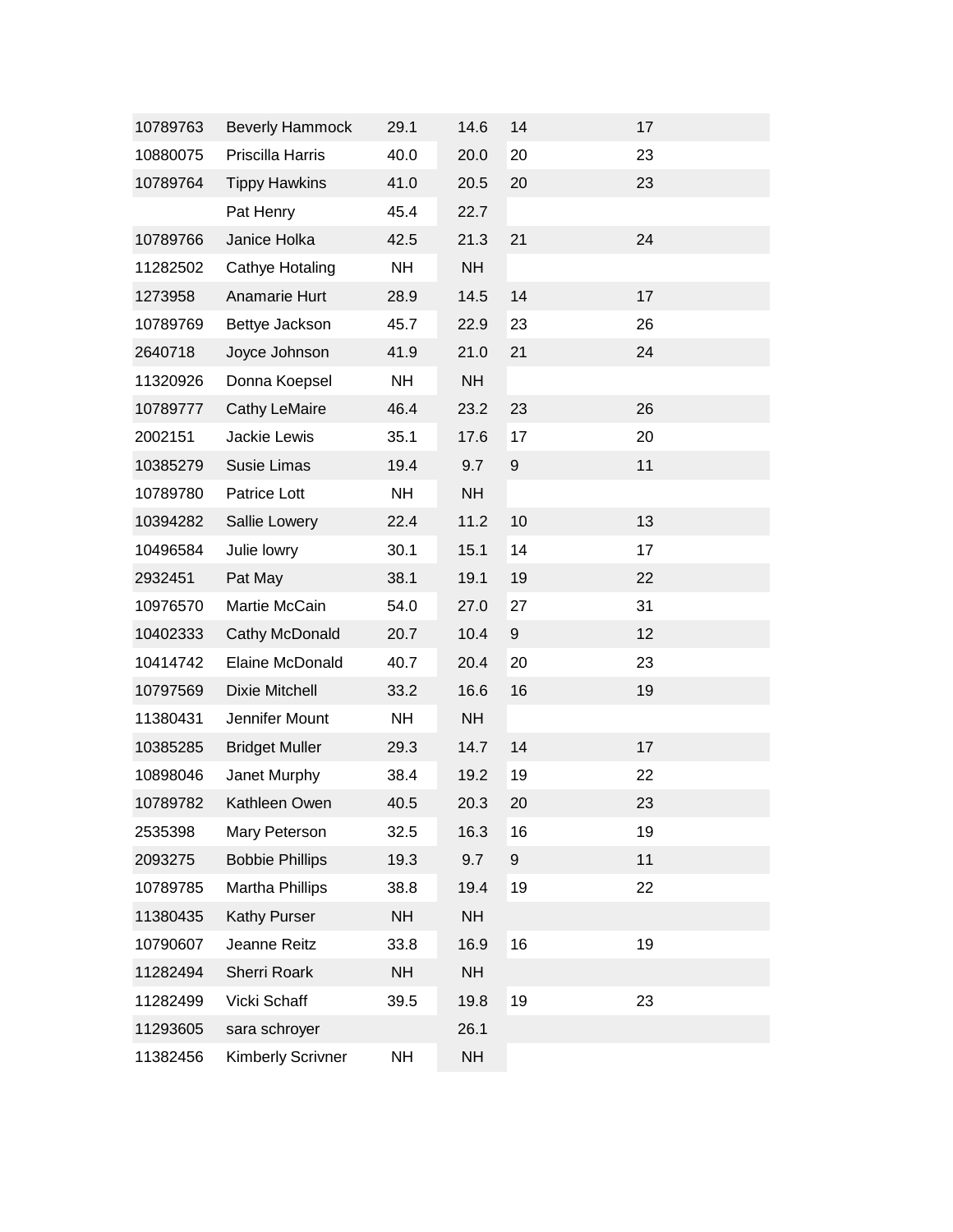| | | | | | |
|---|---|---|---|---|---|
| 10789763 | Beverly Hammock | 29.1 | 14.6 | 14 | 17 |
| 10880075 | Priscilla Harris | 40.0 | 20.0 | 20 | 23 |
| 10789764 | Tippy Hawkins | 41.0 | 20.5 | 20 | 23 |
| | Pat Henry | 45.4 | 22.7 | | |
| 10789766 | Janice Holka | 42.5 | 21.3 | 21 | 24 |
| 11282502 | Cathye Hotaling | NH | NH | | |
| 1273958 | Anamarie Hurt | 28.9 | 14.5 | 14 | 17 |
| 10789769 | Bettye Jackson | 45.7 | 22.9 | 23 | 26 |
| 2640718 | Joyce Johnson | 41.9 | 21.0 | 21 | 24 |
| 11320926 | Donna Koepsel | NH | NH | | |
| 10789777 | Cathy LeMaire | 46.4 | 23.2 | 23 | 26 |
| 2002151 | Jackie Lewis | 35.1 | 17.6 | 17 | 20 |
| 10385279 | Susie Limas | 19.4 | 9.7 | 9 | 11 |
| 10789780 | Patrice Lott | NH | NH | | |
| 10394282 | Sallie Lowery | 22.4 | 11.2 | 10 | 13 |
| 10496584 | Julie lowry | 30.1 | 15.1 | 14 | 17 |
| 2932451 | Pat May | 38.1 | 19.1 | 19 | 22 |
| 10976570 | Martie McCain | 54.0 | 27.0 | 27 | 31 |
| 10402333 | Cathy McDonald | 20.7 | 10.4 | 9 | 12 |
| 10414742 | Elaine McDonald | 40.7 | 20.4 | 20 | 23 |
| 10797569 | Dixie Mitchell | 33.2 | 16.6 | 16 | 19 |
| 11380431 | Jennifer Mount | NH | NH | | |
| 10385285 | Bridget Muller | 29.3 | 14.7 | 14 | 17 |
| 10898046 | Janet Murphy | 38.4 | 19.2 | 19 | 22 |
| 10789782 | Kathleen Owen | 40.5 | 20.3 | 20 | 23 |
| 2535398 | Mary Peterson | 32.5 | 16.3 | 16 | 19 |
| 2093275 | Bobbie Phillips | 19.3 | 9.7 | 9 | 11 |
| 10789785 | Martha Phillips | 38.8 | 19.4 | 19 | 22 |
| 11380435 | Kathy Purser | NH | NH | | |
| 10790607 | Jeanne Reitz | 33.8 | 16.9 | 16 | 19 |
| 11282494 | Sherri Roark | NH | NH | | |
| 11282499 | Vicki Schaff | 39.5 | 19.8 | 19 | 23 |
| 11293605 | sara schroyer | | 26.1 | | |
| 11382456 | Kimberly Scrivner | NH | NH | | |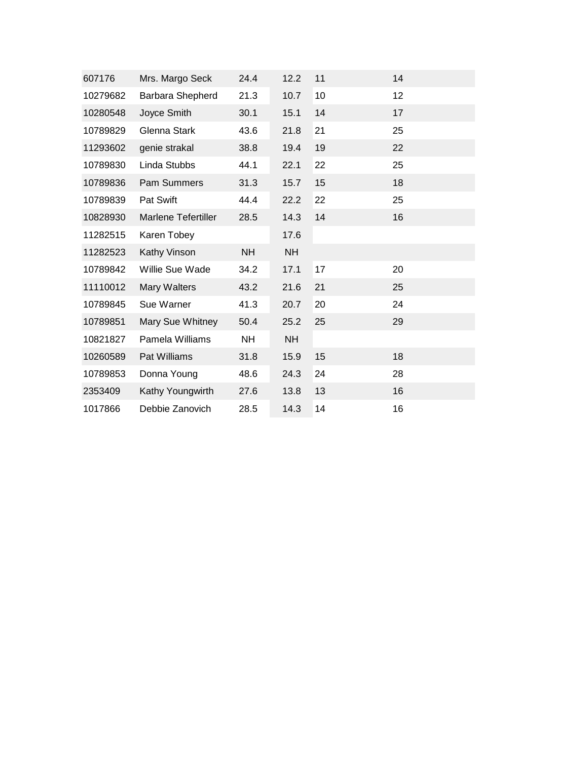| | | | | | |
|---|---|---|---|---|---|
| 607176 | Mrs. Margo Seck | 24.4 | 12.2 | 11 | 14 |
| 10279682 | Barbara Shepherd | 21.3 | 10.7 | 10 | 12 |
| 10280548 | Joyce Smith | 30.1 | 15.1 | 14 | 17 |
| 10789829 | Glenna Stark | 43.6 | 21.8 | 21 | 25 |
| 11293602 | genie strakal | 38.8 | 19.4 | 19 | 22 |
| 10789830 | Linda Stubbs | 44.1 | 22.1 | 22 | 25 |
| 10789836 | Pam Summers | 31.3 | 15.7 | 15 | 18 |
| 10789839 | Pat Swift | 44.4 | 22.2 | 22 | 25 |
| 10828930 | Marlene Tefertiller | 28.5 | 14.3 | 14 | 16 |
| 11282515 | Karen Tobey | | 17.6 | | |
| 11282523 | Kathy Vinson | NH | NH | | |
| 10789842 | Willie Sue Wade | 34.2 | 17.1 | 17 | 20 |
| 11110012 | Mary Walters | 43.2 | 21.6 | 21 | 25 |
| 10789845 | Sue Warner | 41.3 | 20.7 | 20 | 24 |
| 10789851 | Mary Sue Whitney | 50.4 | 25.2 | 25 | 29 |
| 10821827 | Pamela Williams | NH | NH | | |
| 10260589 | Pat Williams | 31.8 | 15.9 | 15 | 18 |
| 10789853 | Donna Young | 48.6 | 24.3 | 24 | 28 |
| 2353409 | Kathy Youngwirth | 27.6 | 13.8 | 13 | 16 |
| 1017866 | Debbie Zanovich | 28.5 | 14.3 | 14 | 16 |